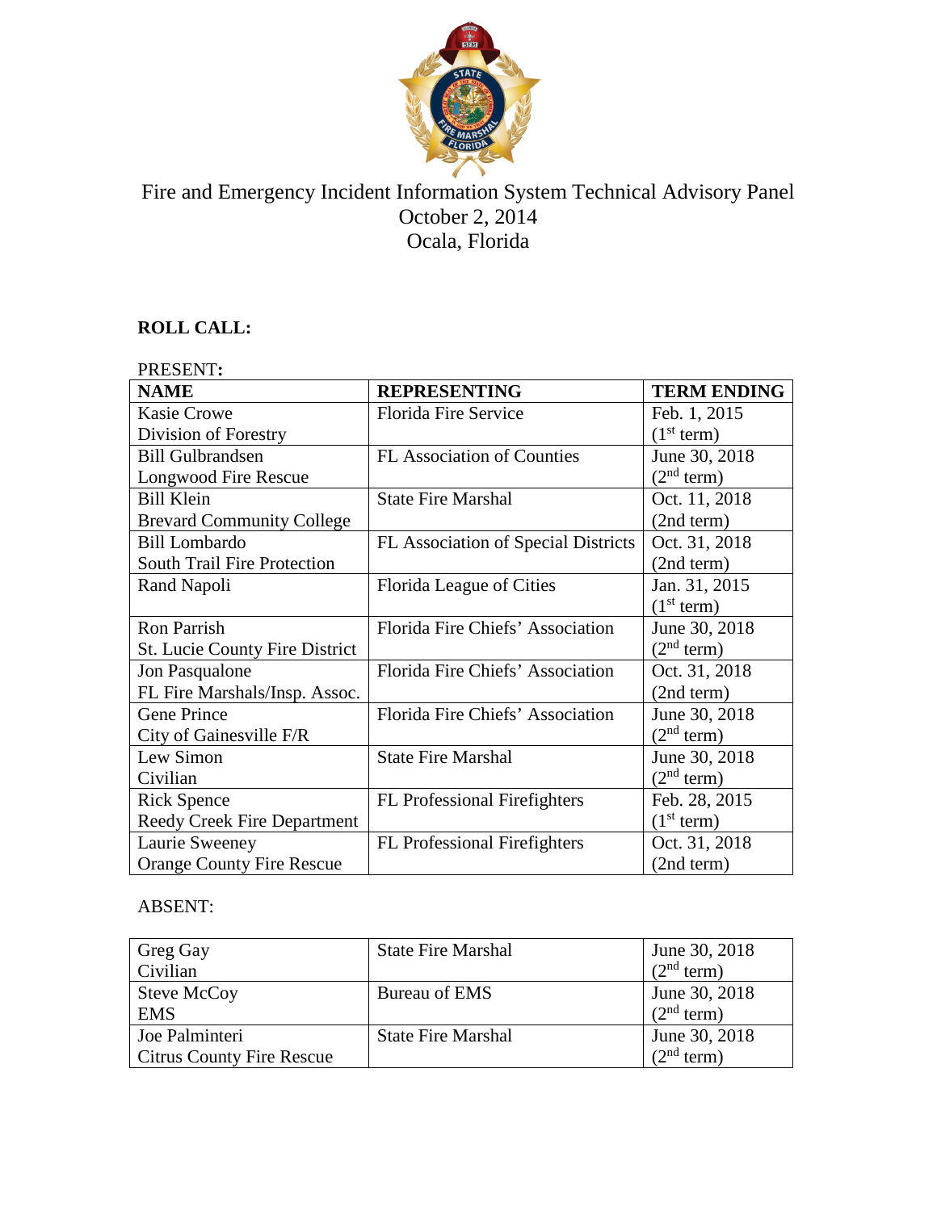# Fire and Emergency Incident Information System Technical Advisory Panel
## October 2, 2014
## Ocala, Florida

**ROLL CALL:**

PRESENT**:**

| NAME | REPRESENTING | TERM ENDING |
|---|---|---|
| Kasie Crowe<br>Division of Forestry | Florida Fire Service | Feb. 1, 2015<br>(1st term) |
| Bill Gulbrandsen<br>Longwood Fire Rescue | FL Association of Counties | June 30, 2018<br>(2nd term) |
| Bill Klein<br>Brevard Community College | State Fire Marshal | Oct. 11, 2018<br>(2nd term) |
| Bill Lombardo<br>South Trail Fire Protection | FL Association of Special Districts | Oct. 31, 2018<br>(2nd term) |
| Rand Napoli | Florida League of Cities | Jan. 31, 2015<br>(1st term) |
| Ron Parrish<br>St. Lucie County Fire District | Florida Fire Chiefs' Association | June 30, 2018<br>(2nd term) |
| Jon Pasqualone<br>FL Fire Marshals/Insp. Assoc. | Florida Fire Chiefs' Association | Oct. 31, 2018<br>(2nd term) |
| Gene Prince<br>City of Gainesville F/R | Florida Fire Chiefs' Association | June 30, 2018<br>(2nd term) |
| Lew Simon<br>Civilian | State Fire Marshal | June 30, 2018<br>(2nd term) |
| Rick Spence<br>Reedy Creek Fire Department | FL Professional Firefighters | Feb. 28, 2015<br>(1st term) |
| Laurie Sweeney<br>Orange County Fire Rescue | FL Professional Firefighters | Oct. 31, 2018<br>(2nd term) |

ABSENT:

| NAME | REPRESENTING | TERM ENDING |
|---|---|---|
| Greg Gay<br>Civilian | State Fire Marshal | June 30, 2018<br>(2nd term) |
| Steve McCoy<br>EMS | Bureau of EMS | June 30, 2018<br>(2nd term) |
| Joe Palminteri<br>Citrus County Fire Rescue | State Fire Marshal | June 30, 2018<br>(2nd term) |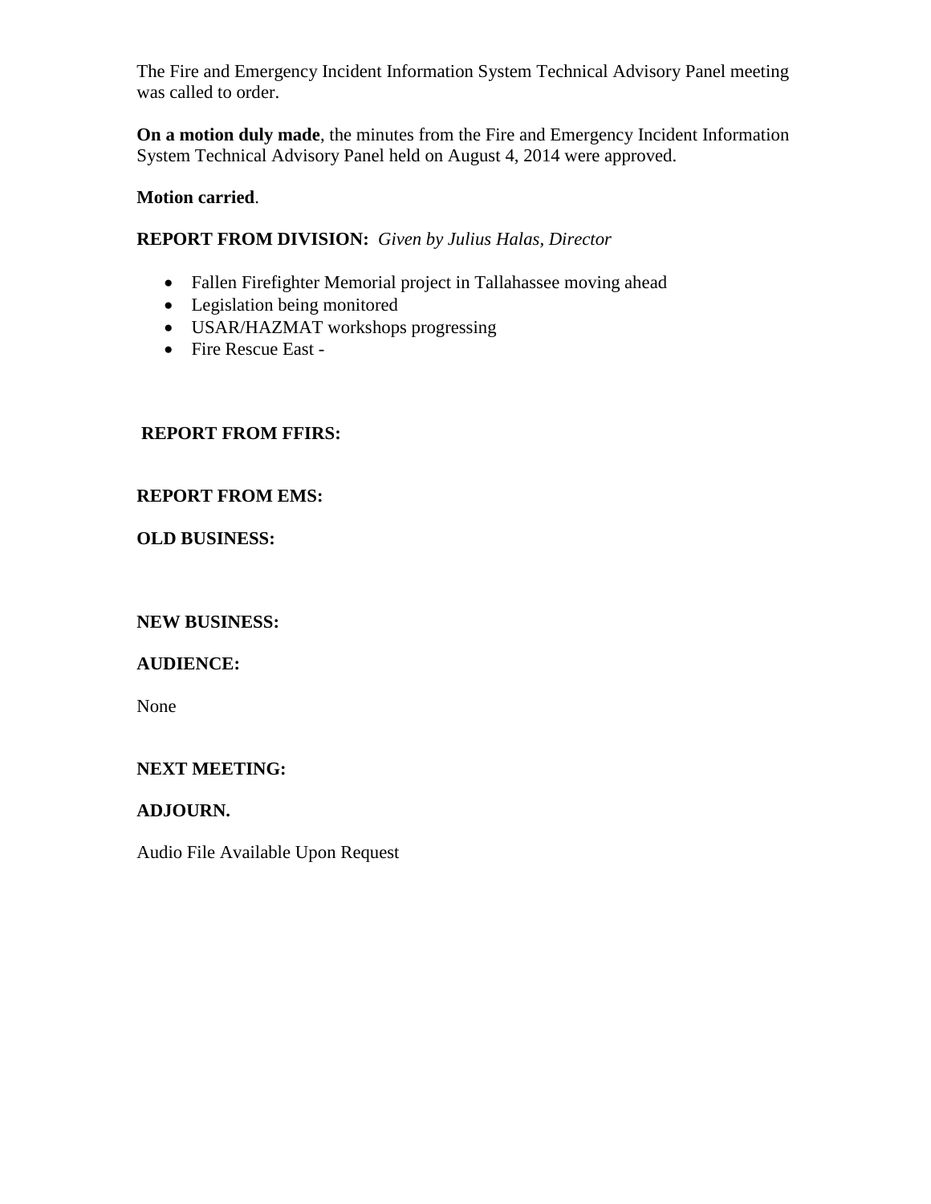The Fire and Emergency Incident Information System Technical Advisory Panel meeting was called to order.

**On a motion duly made**, the minutes from the Fire and Emergency Incident Information System Technical Advisory Panel held on August 4, 2014 were approved.

**Motion carried**.

**REPORT FROM DIVISION:** *Given by Julius Halas, Director*

- Fallen Firefighter Memorial project in Tallahassee moving ahead
- Legislation being monitored
- USAR/HAZMAT workshops progressing
- Fire Rescue East -

**REPORT FROM FFIRS:**

**REPORT FROM EMS:**

**OLD BUSINESS:**

**NEW BUSINESS:**

**AUDIENCE:**

None

**NEXT MEETING:**

**ADJOURN.**

Audio File Available Upon Request